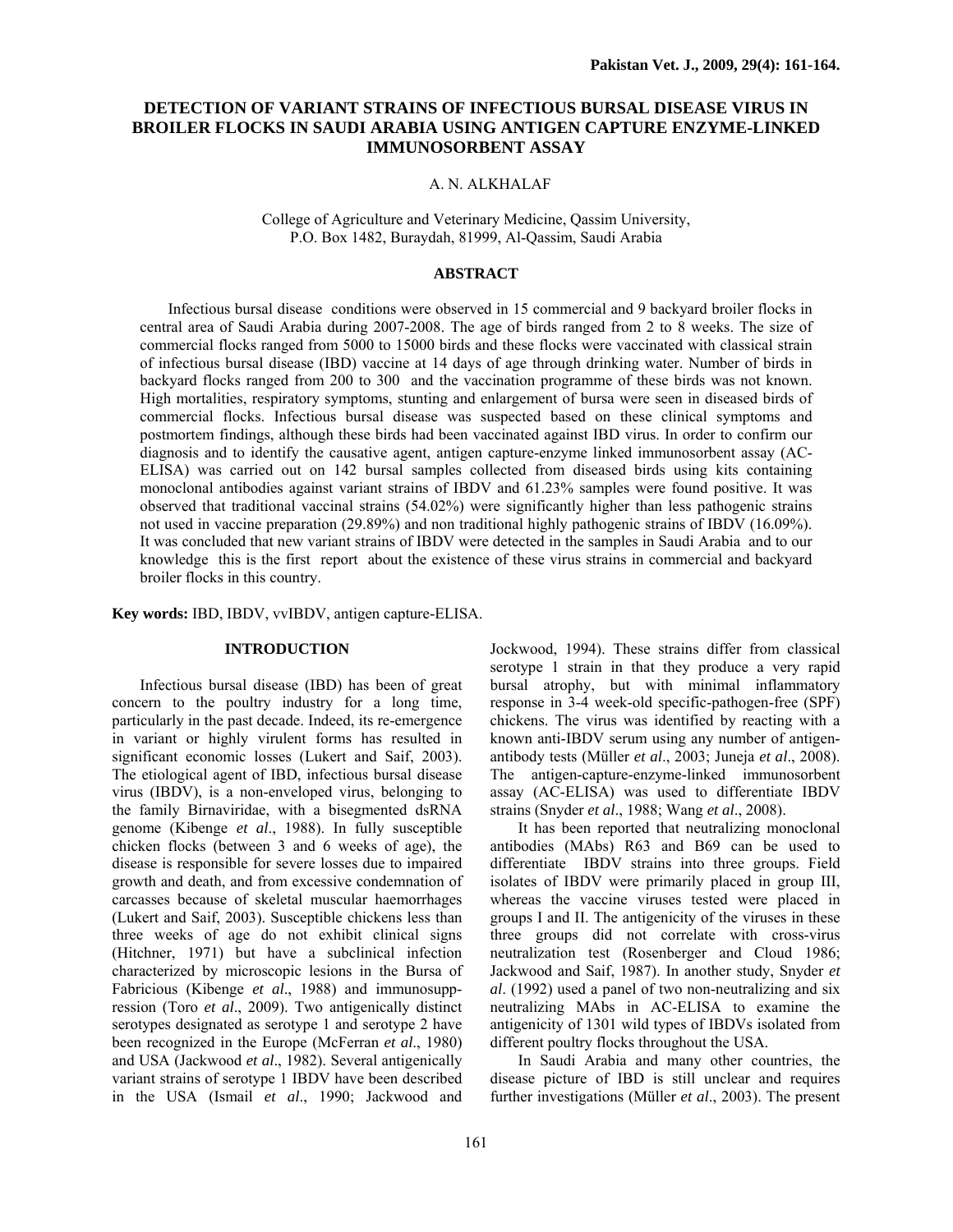# DETECTION OF VARIANT STRAINS OF INFECTIOUS BURSAL DISEASE VIRUS IN BROILER FLOCKS IN SAUDI ARABIA USING ANTIGEN CAPTURE ENZYME-LINKED IMMUNOSORBENT ASSAY

A. N. ALKHALAF

College of Agriculture and Veterinary Medicine, Qassim University,
P.O. Box 1482, Buraydah, 81999, Al-Qassim, Saudi Arabia

## ABSTRACT

Infectious bursal disease conditions were observed in 15 commercial and 9 backyard broiler flocks in central area of Saudi Arabia during 2007-2008. The age of birds ranged from 2 to 8 weeks. The size of commercial flocks ranged from 5000 to 15000 birds and these flocks were vaccinated with classical strain of infectious bursal disease (IBD) vaccine at 14 days of age through drinking water. Number of birds in backyard flocks ranged from 200 to 300 and the vaccination programme of these birds was not known. High mortalities, respiratory symptoms, stunting and enlargement of bursa were seen in diseased birds of commercial flocks. Infectious bursal disease was suspected based on these clinical symptoms and postmortem findings, although these birds had been vaccinated against IBD virus. In order to confirm our diagnosis and to identify the causative agent, antigen capture-enzyme linked immunosorbent assay (AC-ELISA) was carried out on 142 bursal samples collected from diseased birds using kits containing monoclonal antibodies against variant strains of IBDV and 61.23% samples were found positive. It was observed that traditional vaccinal strains (54.02%) were significantly higher than less pathogenic strains not used in vaccine preparation (29.89%) and non traditional highly pathogenic strains of IBDV (16.09%). It was concluded that new variant strains of IBDV were detected in the samples in Saudi Arabia and to our knowledge this is the first report about the existence of these virus strains in commercial and backyard broiler flocks in this country.

**Key words:** IBD, IBDV, vvIBDV, antigen capture-ELISA.

## INTRODUCTION

Infectious bursal disease (IBD) has been of great concern to the poultry industry for a long time, particularly in the past decade. Indeed, its re-emergence in variant or highly virulent forms has resulted in significant economic losses (Lukert and Saif, 2003). The etiological agent of IBD, infectious bursal disease virus (IBDV), is a non-enveloped virus, belonging to the family Birnaviridae, with a bisegmented dsRNA genome (Kibenge *et al*., 1988). In fully susceptible chicken flocks (between 3 and 6 weeks of age), the disease is responsible for severe losses due to impaired growth and death, and from excessive condemnation of carcasses because of skeletal muscular haemorrhages (Lukert and Saif, 2003). Susceptible chickens less than three weeks of age do not exhibit clinical signs (Hitchner, 1971) but have a subclinical infection characterized by microscopic lesions in the Bursa of Fabricious (Kibenge *et al*., 1988) and immunosuppression (Toro *et al*., 2009). Two antigenically distinct serotypes designated as serotype 1 and serotype 2 have been recognized in the Europe (McFerran *et al*., 1980) and USA (Jackwood *et al*., 1982). Several antigenically variant strains of serotype 1 IBDV have been described in the USA (Ismail *et al*., 1990; Jackwood and Jockwood, 1994). These strains differ from classical serotype 1 strain in that they produce a very rapid bursal atrophy, but with minimal inflammatory response in 3-4 week-old specific-pathogen-free (SPF) chickens. The virus was identified by reacting with a known anti-IBDV serum using any number of antigen-antibody tests (Müller *et al*., 2003; Juneja *et al*., 2008). The antigen-capture-enzyme-linked immunosorbent assay (AC-ELISA) was used to differentiate IBDV strains (Snyder *et al*., 1988; Wang *et al*., 2008).

It has been reported that neutralizing monoclonal antibodies (MAbs) R63 and B69 can be used to differentiate IBDV strains into three groups. Field isolates of IBDV were primarily placed in group III, whereas the vaccine viruses tested were placed in groups I and II. The antigenicity of the viruses in these three groups did not correlate with cross-virus neutralization test (Rosenberger and Cloud 1986; Jackwood and Saif, 1987). In another study, Snyder *et al*. (1992) used a panel of two non-neutralizing and six neutralizing MAbs in AC-ELISA to examine the antigenicity of 1301 wild types of IBDVs isolated from different poultry flocks throughout the USA.

In Saudi Arabia and many other countries, the disease picture of IBD is still unclear and requires further investigations (Müller *et al*., 2003). The present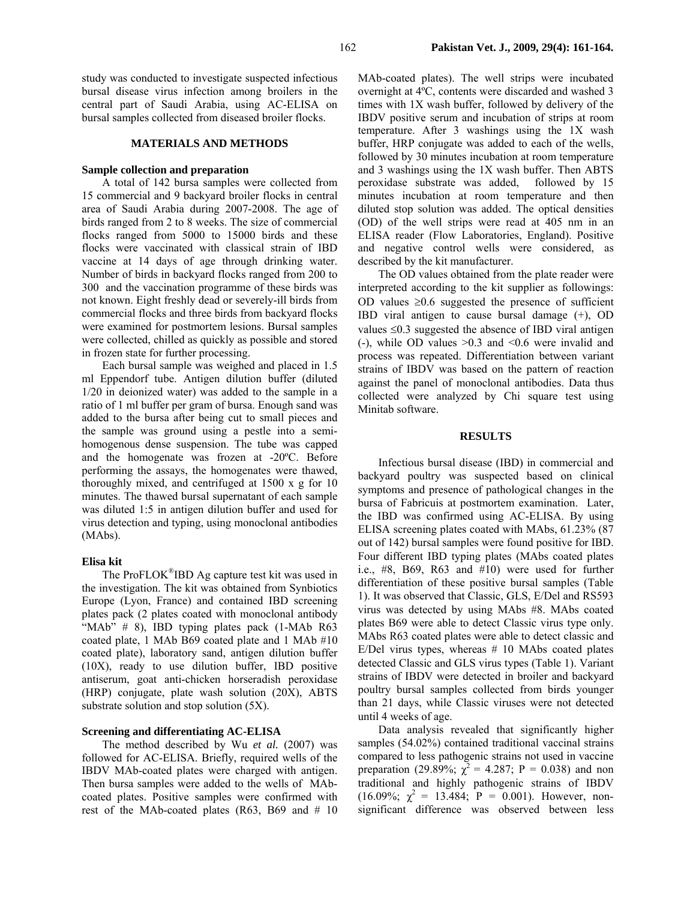study was conducted to investigate suspected infectious bursal disease virus infection among broilers in the central part of Saudi Arabia, using AC-ELISA on bursal samples collected from diseased broiler flocks.

## MATERIALS AND METHODS

### Sample collection and preparation

A total of 142 bursa samples were collected from 15 commercial and 9 backyard broiler flocks in central area of Saudi Arabia during 2007-2008. The age of birds ranged from 2 to 8 weeks. The size of commercial flocks ranged from 5000 to 15000 birds and these flocks were vaccinated with classical strain of IBD vaccine at 14 days of age through drinking water. Number of birds in backyard flocks ranged from 200 to 300 and the vaccination programme of these birds was not known. Eight freshly dead or severely-ill birds from commercial flocks and three birds from backyard flocks were examined for postmortem lesions. Bursal samples were collected, chilled as quickly as possible and stored in frozen state for further processing.

Each bursal sample was weighed and placed in 1.5 ml Eppendorf tube. Antigen dilution buffer (diluted 1/20 in deionized water) was added to the sample in a ratio of 1 ml buffer per gram of bursa. Enough sand was added to the bursa after being cut to small pieces and the sample was ground using a pestle into a semi-homogenous dense suspension. The tube was capped and the homogenate was frozen at -20ºC. Before performing the assays, the homogenates were thawed, thoroughly mixed, and centrifuged at 1500 x g for 10 minutes. The thawed bursal supernatant of each sample was diluted 1:5 in antigen dilution buffer and used for virus detection and typing, using monoclonal antibodies (MAbs).

### Elisa kit

The ProFLOK®IBD Ag capture test kit was used in the investigation. The kit was obtained from Synbiotics Europe (Lyon, France) and contained IBD screening plates pack (2 plates coated with monoclonal antibody "MAb" # 8), IBD typing plates pack (1-MAb R63 coated plate, 1 MAb B69 coated plate and 1 MAb #10 coated plate), laboratory sand, antigen dilution buffer (10X), ready to use dilution buffer, IBD positive antiserum, goat anti-chicken horseradish peroxidase (HRP) conjugate, plate wash solution (20X), ABTS substrate solution and stop solution (5X).

### Screening and differentiating AC-ELISA

The method described by Wu *et al.* (2007) was followed for AC-ELISA. Briefly, required wells of the IBDV MAb-coated plates were charged with antigen. Then bursa samples were added to the wells of MAb-coated plates. Positive samples were confirmed with rest of the MAb-coated plates (R63, B69 and # 10 MAb-coated plates). The well strips were incubated overnight at 4ºC, contents were discarded and washed 3 times with 1X wash buffer, followed by delivery of the IBDV positive serum and incubation of strips at room temperature. After 3 washings using the 1X wash buffer, HRP conjugate was added to each of the wells, followed by 30 minutes incubation at room temperature and 3 washings using the 1X wash buffer. Then ABTS peroxidase substrate was added, followed by 15 minutes incubation at room temperature and then diluted stop solution was added. The optical densities (OD) of the well strips were read at 405 nm in an ELISA reader (Flow Laboratories, England). Positive and negative control wells were considered, as described by the kit manufacturer.

The OD values obtained from the plate reader were interpreted according to the kit supplier as followings: OD values ≥0.6 suggested the presence of sufficient IBD viral antigen to cause bursal damage (+), OD values ≤0.3 suggested the absence of IBD viral antigen (-), while OD values >0.3 and <0.6 were invalid and process was repeated. Differentiation between variant strains of IBDV was based on the pattern of reaction against the panel of monoclonal antibodies. Data thus collected were analyzed by Chi square test using Minitab software.

## RESULTS

Infectious bursal disease (IBD) in commercial and backyard poultry was suspected based on clinical symptoms and presence of pathological changes in the bursa of Fabricuis at postmortem examination. Later, the IBD was confirmed using AC-ELISA. By using ELISA screening plates coated with MAbs, 61.23% (87 out of 142) bursal samples were found positive for IBD. Four different IBD typing plates (MAbs coated plates i.e., #8, B69, R63 and #10) were used for further differentiation of these positive bursal samples (Table 1). It was observed that Classic, GLS, E/Del and RS593 virus was detected by using MAbs #8. MAbs coated plates B69 were able to detect Classic virus type only. MAbs R63 coated plates were able to detect classic and E/Del virus types, whereas # 10 MAbs coated plates detected Classic and GLS virus types (Table 1). Variant strains of IBDV were detected in broiler and backyard poultry bursal samples collected from birds younger than 21 days, while Classic viruses were not detected until 4 weeks of age.

Data analysis revealed that significantly higher samples (54.02%) contained traditional vaccinal strains compared to less pathogenic strains not used in vaccine preparation (29.89%; $\chi^2 = 4.287$; $P = 0.038$) and non traditional and highly pathogenic strains of IBDV (16.09%; $\chi^2 = 13.484$; $P = 0.001$). However, non-significant difference was observed between less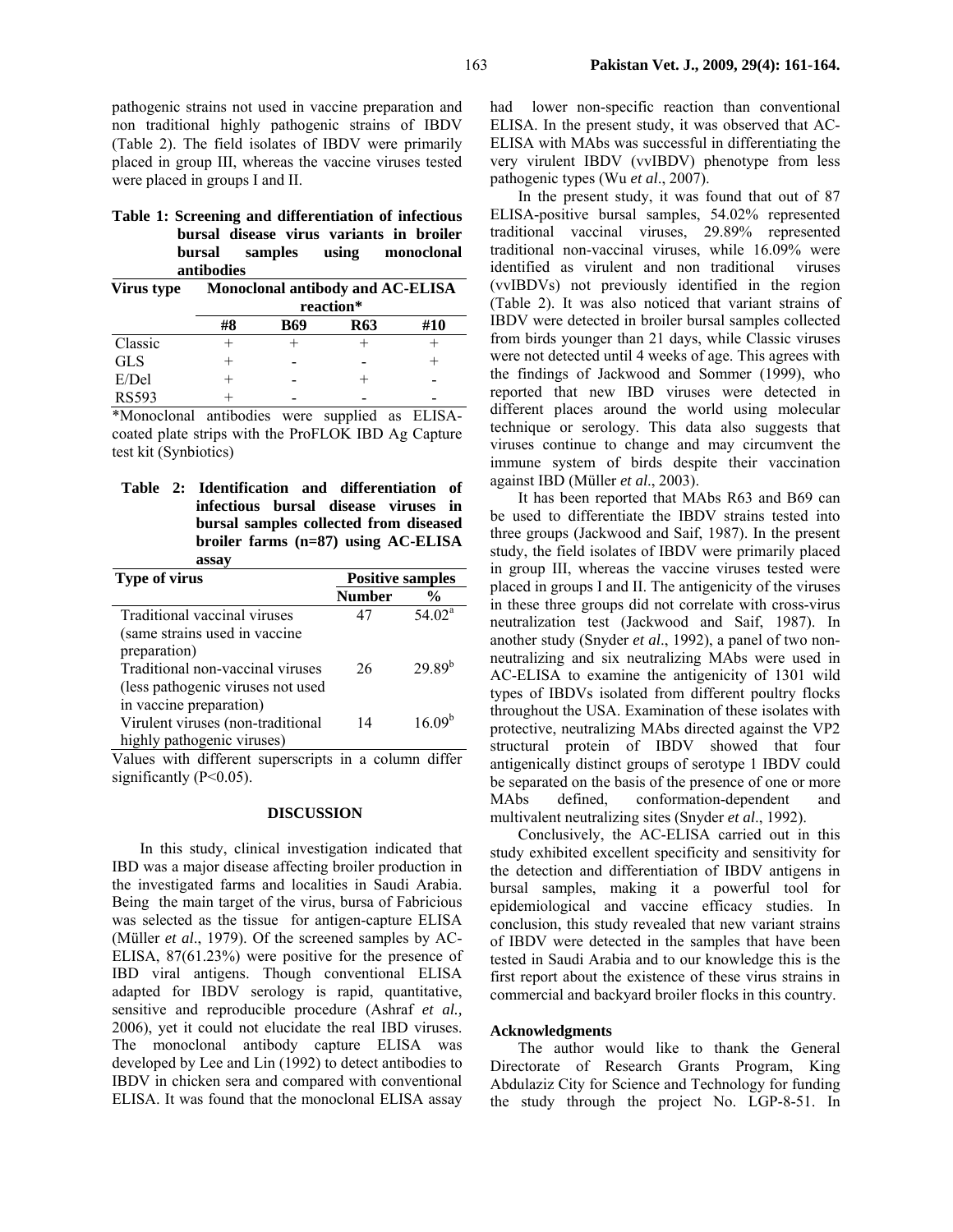pathogenic strains not used in vaccine preparation and non traditional highly pathogenic strains of IBDV (Table 2). The field isolates of IBDV were primarily placed in group III, whereas the vaccine viruses tested were placed in groups I and II.

**Table 1: Screening and differentiation of infectious bursal disease virus variants in broiler bursal samples using monoclonal antibodies**

| Virus type | Monoclonal antibody and AC-ELISA reaction* | | | |
|---|---|---|---|---|
| | #8 | B69 | R63 | #10 |
| Classic | + | + | + | + |
| GLS | + | - | - | + |
| E/Del | + | - | + | - |
| RS593 | + | - | - | - |

*Monoclonal antibodies were supplied as ELISA-coated plate strips with the ProFLOK IBD Ag Capture test kit (Synbiotics)

**Table 2: Identification and differentiation of infectious bursal disease viruses in bursal samples collected from diseased broiler farms (n=87) using AC-ELISA assay**

| Type of virus | Positive samples | |
|---|---|---|
| | Number | % |
| Traditional vaccinal viruses (same strains used in vaccine preparation) | 47 | $54.02^a$ |
| Traditional non-vaccinal viruses (less pathogenic viruses not used in vaccine preparation) | 26 | $29.89^b$ |
| Virulent viruses (non-traditional highly pathogenic viruses) | 14 | $16.09^b$ |

Values with different superscripts in a column differ significantly (P<0.05).

## DISCUSSION

In this study, clinical investigation indicated that IBD was a major disease affecting broiler production in the investigated farms and localities in Saudi Arabia. Being the main target of the virus, bursa of Fabricious was selected as the tissue for antigen-capture ELISA (Müller *et al*., 1979). Of the screened samples by AC-ELISA, 87(61.23%) were positive for the presence of IBD viral antigens. Though conventional ELISA adapted for IBDV serology is rapid, quantitative, sensitive and reproducible procedure (Ashraf *et al.,* 2006), yet it could not elucidate the real IBD viruses. The monoclonal antibody capture ELISA was developed by Lee and Lin (1992) to detect antibodies to IBDV in chicken sera and compared with conventional ELISA. It was found that the monoclonal ELISA assay had lower non-specific reaction than conventional ELISA. In the present study, it was observed that AC-ELISA with MAbs was successful in differentiating the very virulent IBDV (vvIBDV) phenotype from less pathogenic types (Wu *et al*., 2007).

In the present study, it was found that out of 87 ELISA-positive bursal samples, 54.02% represented traditional vaccinal viruses, 29.89% represented traditional non-vaccinal viruses, while 16.09% were identified as virulent and non traditional viruses (vvIBDVs) not previously identified in the region (Table 2). It was also noticed that variant strains of IBDV were detected in broiler bursal samples collected from birds younger than 21 days, while Classic viruses were not detected until 4 weeks of age. This agrees with the findings of Jackwood and Sommer (1999), who reported that new IBD viruses were detected in different places around the world using molecular technique or serology. This data also suggests that viruses continue to change and may circumvent the immune system of birds despite their vaccination against IBD (Müller *et al*., 2003).

It has been reported that MAbs R63 and B69 can be used to differentiate the IBDV strains tested into three groups (Jackwood and Saif, 1987). In the present study, the field isolates of IBDV were primarily placed in group III, whereas the vaccine viruses tested were placed in groups I and II. The antigenicity of the viruses in these three groups did not correlate with cross-virus neutralization test (Jackwood and Saif, 1987). In another study (Snyder *et al*., 1992), a panel of two non-neutralizing and six neutralizing MAbs were used in AC-ELISA to examine the antigenicity of 1301 wild types of IBDVs isolated from different poultry flocks throughout the USA. Examination of these isolates with protective, neutralizing MAbs directed against the VP2 structural protein of IBDV showed that four antigenically distinct groups of serotype 1 IBDV could be separated on the basis of the presence of one or more MAbs defined, conformation-dependent and multivalent neutralizing sites (Snyder *et al*., 1992).

Conclusively, the AC-ELISA carried out in this study exhibited excellent specificity and sensitivity for the detection and differentiation of IBDV antigens in bursal samples, making it a powerful tool for epidemiological and vaccine efficacy studies. In conclusion, this study revealed that new variant strains of IBDV were detected in the samples that have been tested in Saudi Arabia and to our knowledge this is the first report about the existence of these virus strains in commercial and backyard broiler flocks in this country.

### Acknowledgments

The author would like to thank the General Directorate of Research Grants Program, King Abdulaziz City for Science and Technology for funding the study through the project No. LGP-8-51. In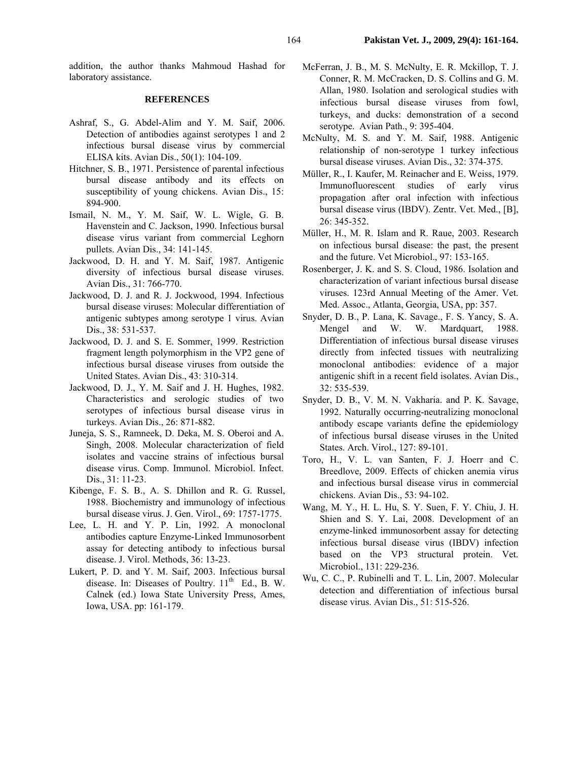addition, the author thanks Mahmoud Hashad for laboratory assistance.

## REFERENCES

Ashraf, S., G. Abdel-Alim and Y. M. Saif, 2006. Detection of antibodies against serotypes 1 and 2 infectious bursal disease virus by commercial ELISA kits. Avian Dis., 50(1): 104-109.

Hitchner, S. B., 1971. Persistence of parental infectious bursal disease antibody and its effects on susceptibility of young chickens. Avian Dis., 15: 894-900.

Ismail, N. M., Y. M. Saif, W. L. Wigle, G. B. Havenstein and C. Jackson, 1990. Infectious bursal disease virus variant from commercial Leghorn pullets. Avian Dis., 34: 141-145.

Jackwood, D. H. and Y. M. Saif, 1987. Antigenic diversity of infectious bursal disease viruses. Avian Dis., 31: 766-770.

Jackwood, D. J. and R. J. Jockwood, 1994. Infectious bursal disease viruses: Molecular differentiation of antigenic subtypes among serotype 1 virus. Avian Dis., 38: 531-537.

Jackwood, D. J. and S. E. Sommer, 1999. Restriction fragment length polymorphism in the VP2 gene of infectious bursal disease viruses from outside the United States. Avian Dis., 43: 310-314.

Jackwood, D. J., Y. M. Saif and J. H. Hughes, 1982. Characteristics and serologic studies of two serotypes of infectious bursal disease virus in turkeys. Avian Dis., 26: 871-882.

Juneja, S. S., Ramneek, D. Deka, M. S. Oberoi and A. Singh, 2008. Molecular characterization of field isolates and vaccine strains of infectious bursal disease virus. Comp. Immunol. Microbiol. Infect. Dis., 31: 11-23.

Kibenge, F. S. B., A. S. Dhillon and R. G. Russel, 1988. Biochemistry and immunology of infectious bursal disease virus. J. Gen. Virol., 69: 1757-1775.

Lee, L. H. and Y. P. Lin, 1992. A monoclonal antibodies capture Enzyme-Linked Immunosorbent assay for detecting antibody to infectious bursal disease. J. Virol. Methods, 36: 13-23.

Lukert, P. D. and Y. M. Saif, 2003. Infectious bursal disease. In: Diseases of Poultry. 11th Ed., B. W. Calnek (ed.) Iowa State University Press, Ames, Iowa, USA. pp: 161-179.

McFerran, J. B., M. S. McNulty, E. R. Mckillop, T. J. Conner, R. M. McCracken, D. S. Collins and G. M. Allan, 1980. Isolation and serological studies with infectious bursal disease viruses from fowl, turkeys, and ducks: demonstration of a second serotype. Avian Path., 9: 395-404.

McNulty, M. S. and Y. M. Saif, 1988. Antigenic relationship of non-serotype 1 turkey infectious bursal disease viruses. Avian Dis., 32: 374-375.

Müller, R., I. Kaufer, M. Reinacher and E. Weiss, 1979. Immunofluorescent studies of early virus propagation after oral infection with infectious bursal disease virus (IBDV). Zentr. Vet. Med., [B], 26: 345-352.

Müller, H., M. R. Islam and R. Raue, 2003. Research on infectious bursal disease: the past, the present and the future. Vet Microbiol., 97: 153-165.

Rosenberger, J. K. and S. S. Cloud, 1986. Isolation and characterization of variant infectious bursal disease viruses. 123rd Annual Meeting of the Amer. Vet. Med. Assoc., Atlanta, Georgia, USA, pp: 357.

Snyder, D. B., P. Lana, K. Savage., F. S. Yancy, S. A. Mengel and W. W. Mardquart, 1988. Differentiation of infectious bursal disease viruses directly from infected tissues with neutralizing monoclonal antibodies: evidence of a major antigenic shift in a recent field isolates. Avian Dis., 32: 535-539.

Snyder, D. B., V. M. N. Vakharia. and P. K. Savage, 1992. Naturally occurring-neutralizing monoclonal antibody escape variants define the epidemiology of infectious bursal disease viruses in the United States. Arch. Virol., 127: 89-101.

Toro, H., V. L. van Santen, F. J. Hoerr and C. Breedlove, 2009. Effects of chicken anemia virus and infectious bursal disease virus in commercial chickens. Avian Dis., 53: 94-102.

Wang, M. Y., H. L. Hu, S. Y. Suen, F. Y. Chiu, J. H. Shien and S. Y. Lai, 2008. Development of an enzyme-linked immunosorbent assay for detecting infectious bursal disease virus (IBDV) infection based on the VP3 structural protein. Vet. Microbiol., 131: 229-236.

Wu, C. C., P. Rubinelli and T. L. Lin, 2007. Molecular detection and differentiation of infectious bursal disease virus. Avian Dis., 51: 515-526.